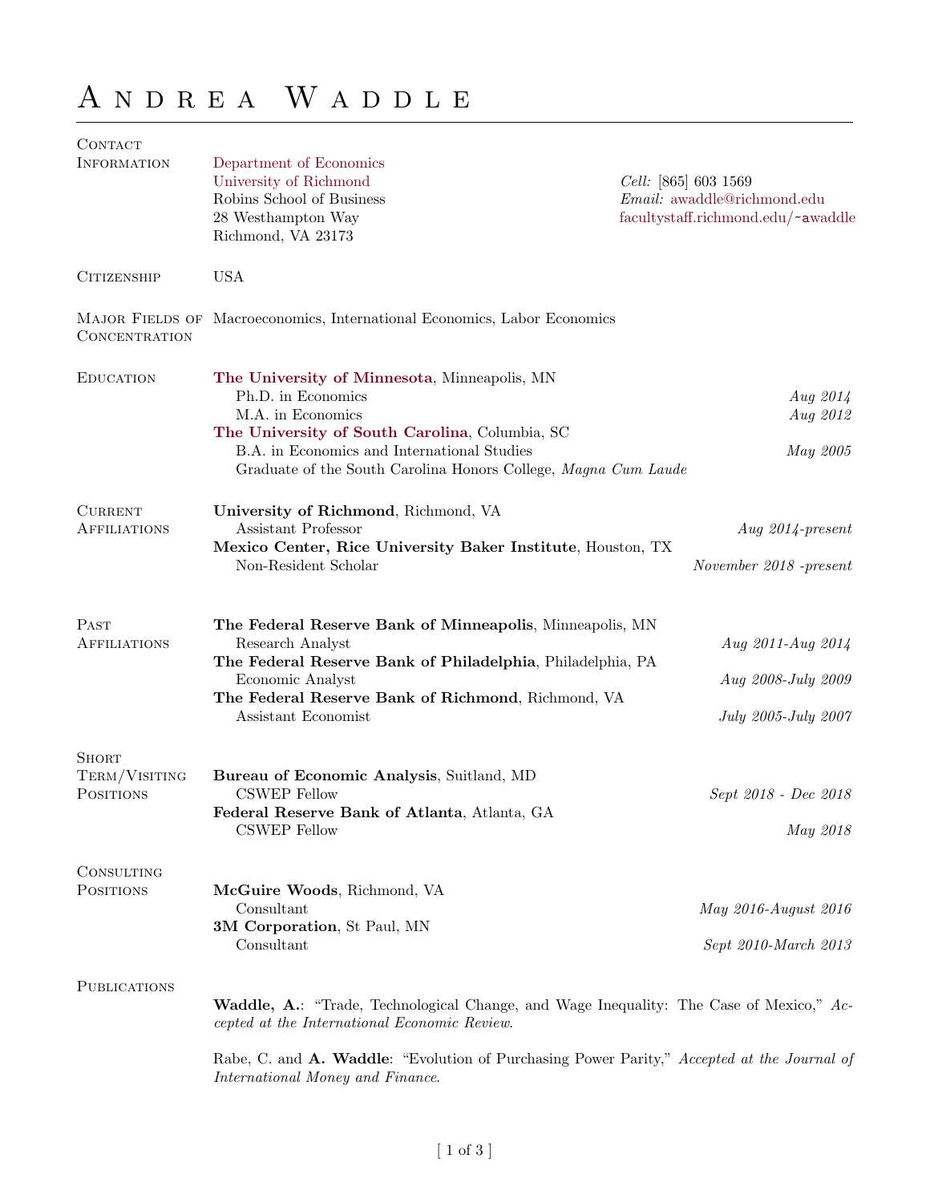# Andrea Waddle

## Contact Information

Department of Economics
University of Richmond
Robins School of Business
28 Westhampton Way
Richmond, VA 23173

*Cell:* [865] 603 1569
*Email:* awaddle@richmond.edu
facultystaff.richmond.edu/~awaddle

## Citizenship

USA

## Major Fields of Concentration

Macroeconomics, International Economics, Labor Economics

## Education

**The University of Minnesota**, Minneapolis, MN
- Ph.D. in Economics — *Aug 2014*
- M.A. in Economics — *Aug 2012*

**The University of South Carolina**, Columbia, SC
- B.A. in Economics and International Studies — *May 2005*
- Graduate of the South Carolina Honors College, *Magna Cum Laude*

## Current Affiliations

**University of Richmond**, Richmond, VA
- Assistant Professor — *Aug 2014-present*

**Mexico Center, Rice University Baker Institute**, Houston, TX
- Non-Resident Scholar — *November 2018 -present*

## Past Affiliations

**The Federal Reserve Bank of Minneapolis**, Minneapolis, MN
- Research Analyst — *Aug 2011-Aug 2014*

**The Federal Reserve Bank of Philadelphia**, Philadelphia, PA
- Economic Analyst — *Aug 2008-July 2009*

**The Federal Reserve Bank of Richmond**, Richmond, VA
- Assistant Economist — *July 2005-July 2007*

## Short Term/Visiting Positions

**Bureau of Economic Analysis**, Suitland, MD
- CSWEP Fellow — *Sept 2018 - Dec 2018*

**Federal Reserve Bank of Atlanta**, Atlanta, GA
- CSWEP Fellow — *May 2018*

## Consulting Positions

**McGuire Woods**, Richmond, VA
- Consultant — *May 2016-August 2016*

**3M Corporation**, St Paul, MN
- Consultant — *Sept 2010-March 2013*

## Publications

**Waddle, A.**: "Trade, Technological Change, and Wage Inequality: The Case of Mexico," *Accepted at the International Economic Review.*

Rabe, C. and **A. Waddle**: "Evolution of Purchasing Power Parity," *Accepted at the Journal of International Money and Finance.*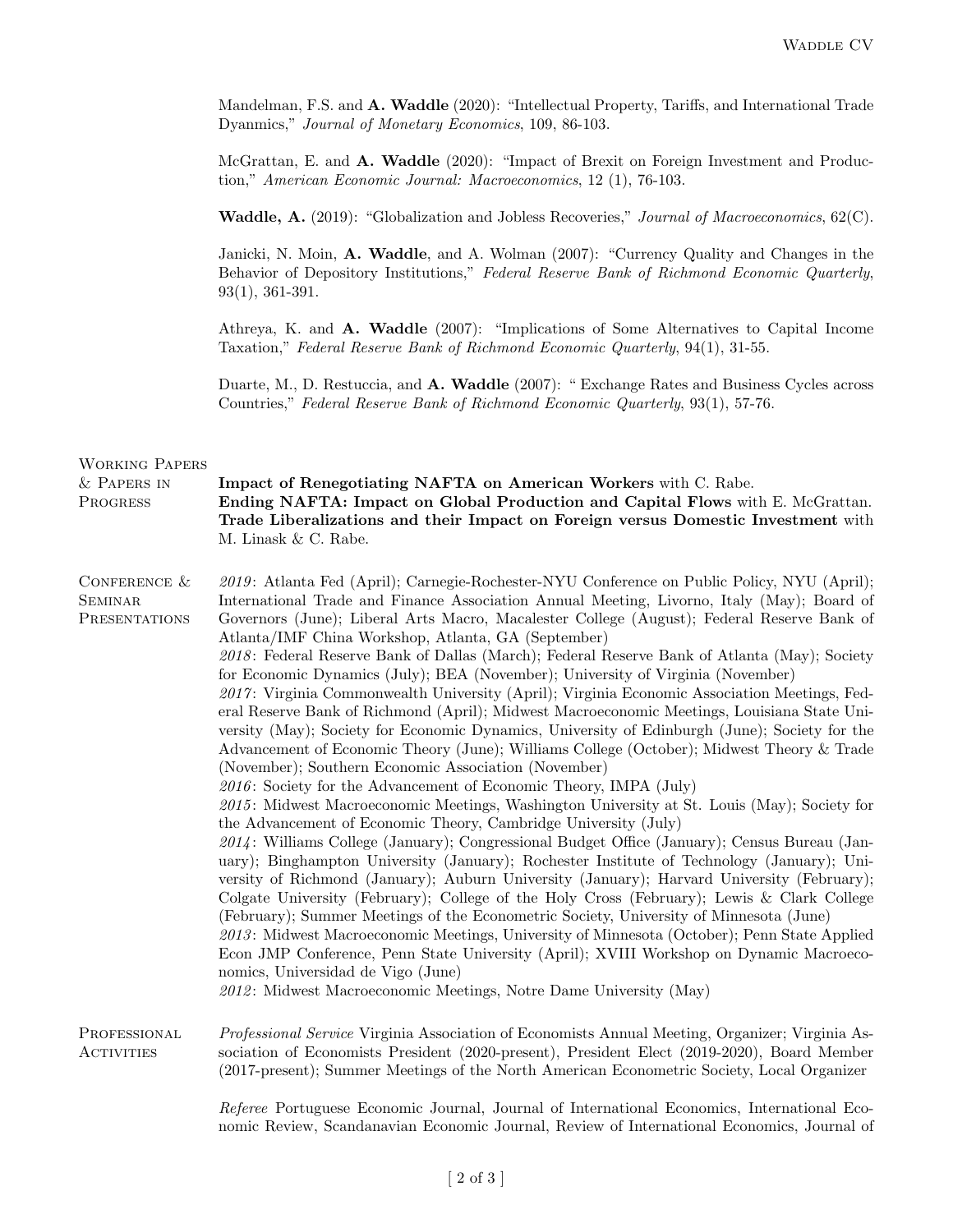Mandelman, F.S. and **A. Waddle** (2020): "Intellectual Property, Tariffs, and International Trade Dyanmics," *Journal of Monetary Economics*, 109, 86-103.

McGrattan, E. and **A. Waddle** (2020): "Impact of Brexit on Foreign Investment and Production," *American Economic Journal: Macroeconomics*, 12 (1), 76-103.

**Waddle, A.** (2019): "Globalization and Jobless Recoveries," *Journal of Macroeconomics*, 62(C).

Janicki, N. Moin, **A. Waddle**, and A. Wolman (2007): "Currency Quality and Changes in the Behavior of Depository Institutions," *Federal Reserve Bank of Richmond Economic Quarterly*, 93(1), 361-391.

Athreya, K. and **A. Waddle** (2007): "Implications of Some Alternatives to Capital Income Taxation," *Federal Reserve Bank of Richmond Economic Quarterly*, 94(1), 31-55.

Duarte, M., D. Restuccia, and **A. Waddle** (2007): " Exchange Rates and Business Cycles across Countries," *Federal Reserve Bank of Richmond Economic Quarterly*, 93(1), 57-76.

## Working Papers & Papers in Progress

**Impact of Renegotiating NAFTA on American Workers** with C. Rabe.
**Ending NAFTA: Impact on Global Production and Capital Flows** with E. McGrattan.
**Trade Liberalizations and their Impact on Foreign versus Domestic Investment** with M. Linask & C. Rabe.

## Conference & Seminar Presentations

*2019*: Atlanta Fed (April); Carnegie-Rochester-NYU Conference on Public Policy, NYU (April); International Trade and Finance Association Annual Meeting, Livorno, Italy (May); Board of Governors (June); Liberal Arts Macro, Macalester College (August); Federal Reserve Bank of Atlanta/IMF China Workshop, Atlanta, GA (September)
*2018*: Federal Reserve Bank of Dallas (March); Federal Reserve Bank of Atlanta (May); Society for Economic Dynamics (July); BEA (November); University of Virginia (November)
*2017*: Virginia Commonwealth University (April); Virginia Economic Association Meetings, Federal Reserve Bank of Richmond (April); Midwest Macroeconomic Meetings, Louisiana State University (May); Society for Economic Dynamics, University of Edinburgh (June); Society for the Advancement of Economic Theory (June); Williams College (October); Midwest Theory & Trade (November); Southern Economic Association (November)
*2016*: Society for the Advancement of Economic Theory, IMPA (July)
*2015*: Midwest Macroeconomic Meetings, Washington University at St. Louis (May); Society for the Advancement of Economic Theory, Cambridge University (July)
*2014*: Williams College (January); Congressional Budget Office (January); Census Bureau (January); Binghampton University (January); Rochester Institute of Technology (January); University of Richmond (January); Auburn University (January); Harvard University (February); Colgate University (February); College of the Holy Cross (February); Lewis & Clark College (February); Summer Meetings of the Econometric Society, University of Minnesota (June)
*2013*: Midwest Macroeconomic Meetings, University of Minnesota (October); Penn State Applied Econ JMP Conference, Penn State University (April); XVIII Workshop on Dynamic Macroeconomics, Universidad de Vigo (June)
*2012*: Midwest Macroeconomic Meetings, Notre Dame University (May)

## Professional Activities

*Professional Service* Virginia Association of Economists Annual Meeting, Organizer; Virginia Association of Economists President (2020-present), President Elect (2019-2020), Board Member (2017-present); Summer Meetings of the North American Econometric Society, Local Organizer

*Referee* Portuguese Economic Journal, Journal of International Economics, International Economic Review, Scandanavian Economic Journal, Review of International Economics, Journal of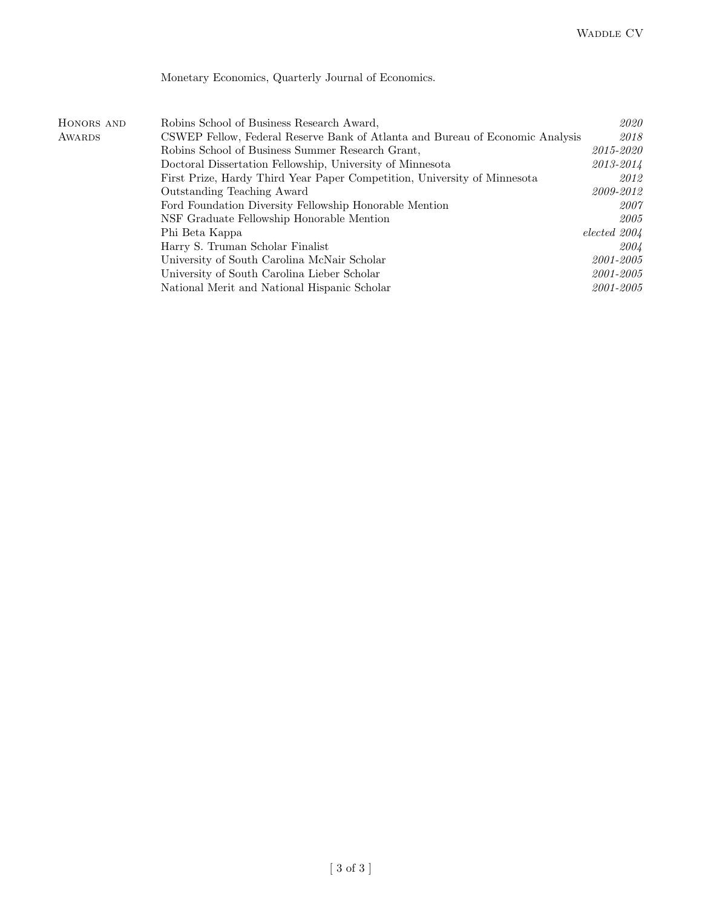Monetary Economics, Quarterly Journal of Economics.

## Honors and Awards

| | |
|---|---|
| Robins School of Business Research Award, | *2020* |
| CSWEP Fellow, Federal Reserve Bank of Atlanta and Bureau of Economic Analysis | *2018* |
| Robins School of Business Summer Research Grant, | *2015-2020* |
| Doctoral Dissertation Fellowship, University of Minnesota | *2013-2014* |
| First Prize, Hardy Third Year Paper Competition, University of Minnesota | *2012* |
| Outstanding Teaching Award | *2009-2012* |
| Ford Foundation Diversity Fellowship Honorable Mention | *2007* |
| NSF Graduate Fellowship Honorable Mention | *2005* |
| Phi Beta Kappa | *elected 2004* |
| Harry S. Truman Scholar Finalist | *2004* |
| University of South Carolina McNair Scholar | *2001-2005* |
| University of South Carolina Lieber Scholar | *2001-2005* |
| National Merit and National Hispanic Scholar | *2001-2005* |